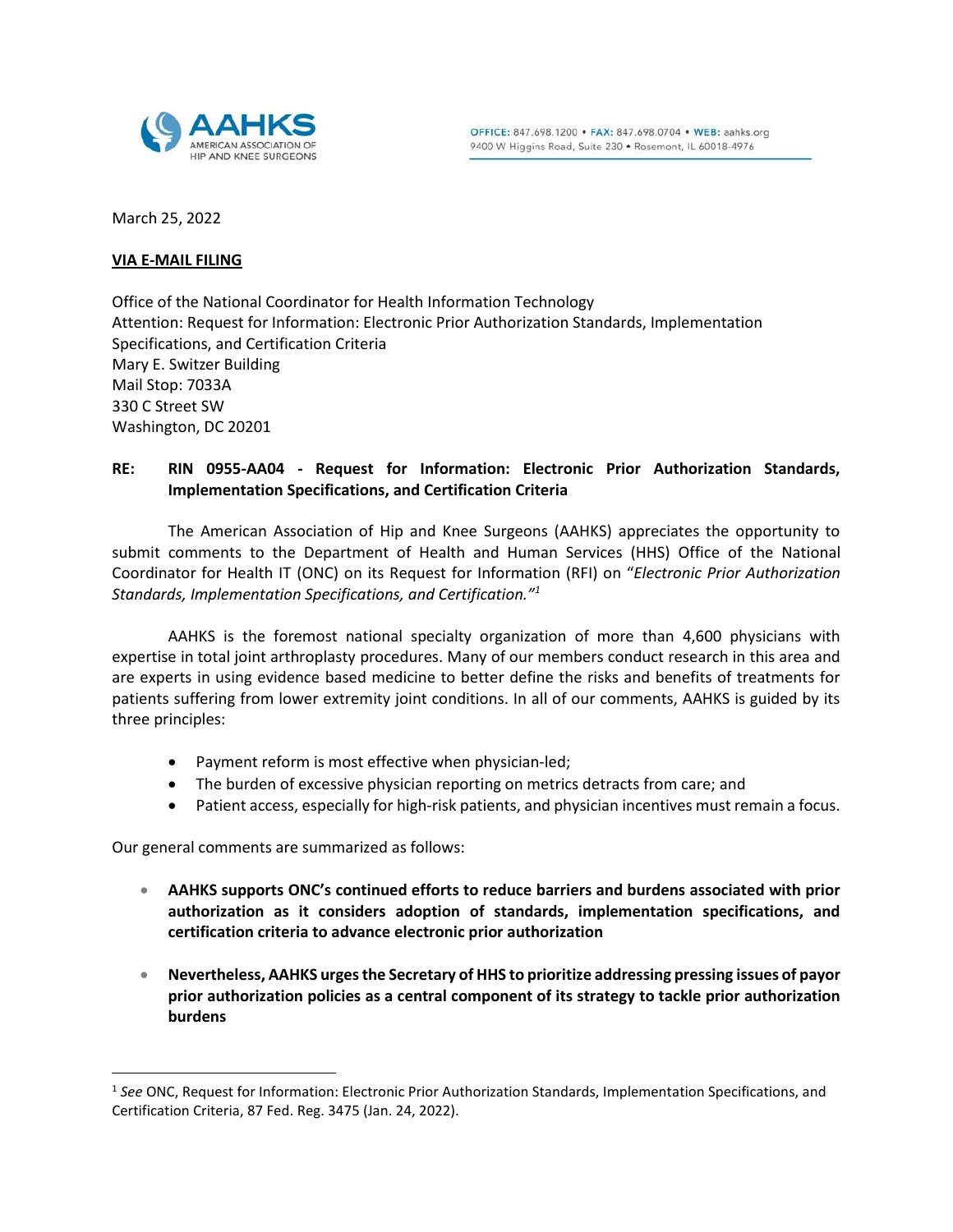AAHKS
AMERICAN ASSOCIATION OF HIP AND KNEE SURGEONS

OFFICE: 847.698.1200 • FAX: 847.698.0704 • WEB: aahks.org
9400 W Higgins Road, Suite 230 • Rosemont, IL 60018-4976

March 25, 2022

**VIA E-MAIL FILING**

Office of the National Coordinator for Health Information Technology
Attention: Request for Information: Electronic Prior Authorization Standards, Implementation Specifications, and Certification Criteria
Mary E. Switzer Building
Mail Stop: 7033A
330 C Street SW
Washington, DC 20201

**RE: RIN 0955-AA04 - Request for Information: Electronic Prior Authorization Standards, Implementation Specifications, and Certification Criteria**

The American Association of Hip and Knee Surgeons (AAHKS) appreciates the opportunity to submit comments to the Department of Health and Human Services (HHS) Office of the National Coordinator for Health IT (ONC) on its Request for Information (RFI) on "*Electronic Prior Authorization Standards, Implementation Specifications, and Certification.*"[1]

AAHKS is the foremost national specialty organization of more than 4,600 physicians with expertise in total joint arthroplasty procedures. Many of our members conduct research in this area and are experts in using evidence based medicine to better define the risks and benefits of treatments for patients suffering from lower extremity joint conditions. In all of our comments, AAHKS is guided by its three principles:

- Payment reform is most effective when physician-led;
- The burden of excessive physician reporting on metrics detracts from care; and
- Patient access, especially for high-risk patients, and physician incentives must remain a focus.

Our general comments are summarized as follows:

- **AAHKS supports ONC's continued efforts to reduce barriers and burdens associated with prior authorization as it considers adoption of standards, implementation specifications, and certification criteria to advance electronic prior authorization**
- **Nevertheless, AAHKS urges the Secretary of HHS to prioritize addressing pressing issues of payor prior authorization policies as a central component of its strategy to tackle prior authorization burdens**

[1] *See* ONC, Request for Information: Electronic Prior Authorization Standards, Implementation Specifications, and Certification Criteria, 87 Fed. Reg. 3475 (Jan. 24, 2022).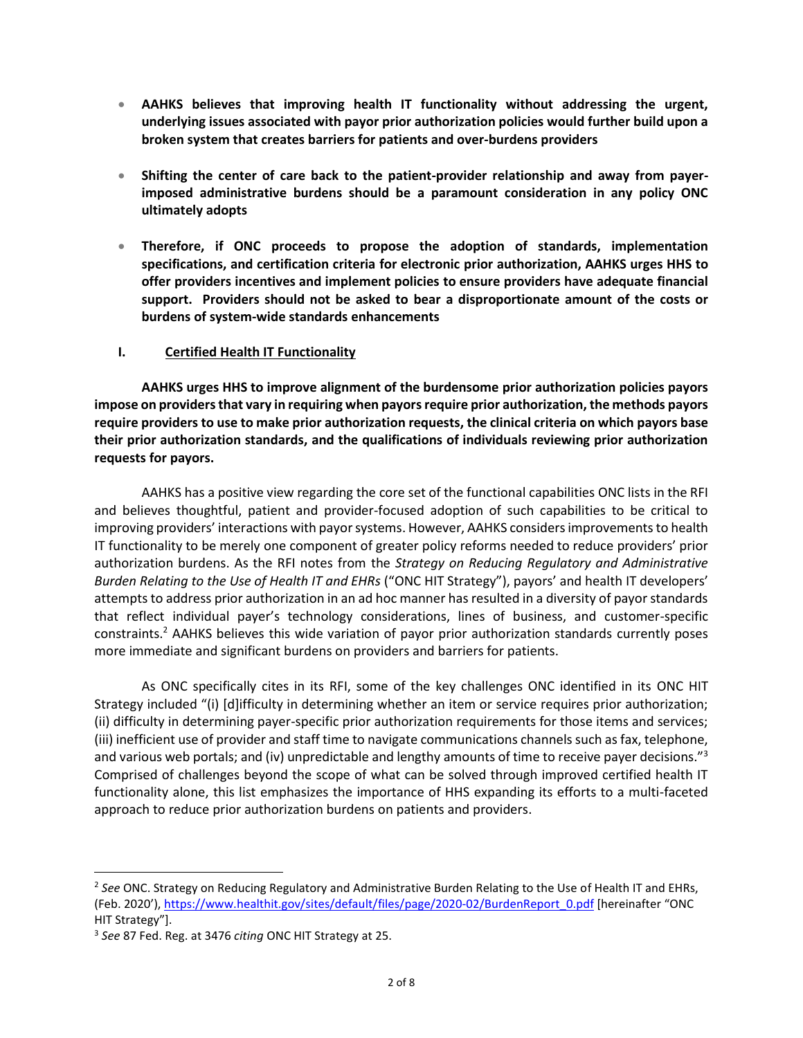- **AAHKS believes that improving health IT functionality without addressing the urgent, underlying issues associated with payor prior authorization policies would further build upon a broken system that creates barriers for patients and over-burdens providers**

- **Shifting the center of care back to the patient-provider relationship and away from payer-imposed administrative burdens should be a paramount consideration in any policy ONC ultimately adopts**

- **Therefore, if ONC proceeds to propose the adoption of standards, implementation specifications, and certification criteria for electronic prior authorization, AAHKS urges HHS to offer providers incentives and implement policies to ensure providers have adequate financial support. Providers should not be asked to bear a disproportionate amount of the costs or burdens of system-wide standards enhancements**

## I. <u>Certified Health IT Functionality</u>

**AAHKS urges HHS to improve alignment of the burdensome prior authorization policies payors impose on providers that vary in requiring when payors require prior authorization, the methods payors require providers to use to make prior authorization requests, the clinical criteria on which payors base their prior authorization standards, and the qualifications of individuals reviewing prior authorization requests for payors.**

AAHKS has a positive view regarding the core set of the functional capabilities ONC lists in the RFI and believes thoughtful, patient and provider-focused adoption of such capabilities to be critical to improving providers' interactions with payor systems. However, AAHKS considers improvements to health IT functionality to be merely one component of greater policy reforms needed to reduce providers' prior authorization burdens. As the RFI notes from the *Strategy on Reducing Regulatory and Administrative Burden Relating to the Use of Health IT and EHRs* ("ONC HIT Strategy"), payors' and health IT developers' attempts to address prior authorization in an ad hoc manner has resulted in a diversity of payor standards that reflect individual payer's technology considerations, lines of business, and customer-specific constraints.[2] AAHKS believes this wide variation of payor prior authorization standards currently poses more immediate and significant burdens on providers and barriers for patients.

As ONC specifically cites in its RFI, some of the key challenges ONC identified in its ONC HIT Strategy included "(i) [d]ifficulty in determining whether an item or service requires prior authorization; (ii) difficulty in determining payer-specific prior authorization requirements for those items and services; (iii) inefficient use of provider and staff time to navigate communications channels such as fax, telephone, and various web portals; and (iv) unpredictable and lengthy amounts of time to receive payer decisions."[3] Comprised of challenges beyond the scope of what can be solved through improved certified health IT functionality alone, this list emphasizes the importance of HHS expanding its efforts to a multi-faceted approach to reduce prior authorization burdens on patients and providers.

---

[2] *See* ONC. Strategy on Reducing Regulatory and Administrative Burden Relating to the Use of Health IT and EHRs, (Feb. 2020'), https://www.healthit.gov/sites/default/files/page/2020-02/BurdenReport_0.pdf [hereinafter "ONC HIT Strategy"].

[3] *See* 87 Fed. Reg. at 3476 *citing* ONC HIT Strategy at 25.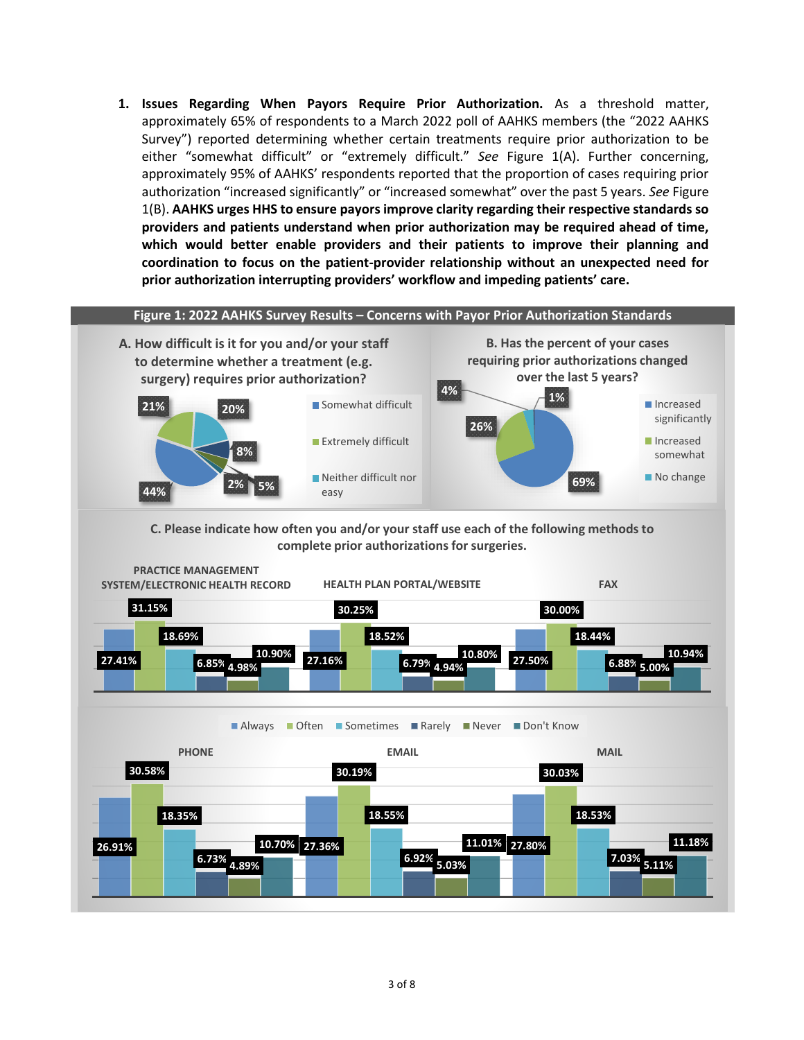1. **Issues Regarding When Payors Require Prior Authorization.** As a threshold matter, approximately 65% of respondents to a March 2022 poll of AAHKS members (the "2022 AAHKS Survey") reported determining whether certain treatments require prior authorization to be either "somewhat difficult" or "extremely difficult." *See* Figure 1(A). Further concerning, approximately 95% of AAHKS' respondents reported that the proportion of cases requiring prior authorization "increased significantly" or "increased somewhat" over the past 5 years. *See* Figure 1(B). **AAHKS urges HHS to ensure payors improve clarity regarding their respective standards so providers and patients understand when prior authorization may be required ahead of time, which would better enable providers and their patients to improve their planning and coordination to focus on the patient-provider relationship without an unexpected need for prior authorization interrupting providers' workflow and impeding patients' care.**

**Figure 1: 2022 AAHKS Survey Results – Concerns with Payor Prior Authorization Standards**

**A. How difficult is it for you and/or your staff to determine whether a treatment (e.g. surgery) requires prior authorization?**

| Response | Percent |
|---|---|
| Somewhat difficult | 44% |
| Extremely difficult | 21% |
| Neither difficult nor easy | 20% |
| (other) | 8% |
| (other) | 5% |
| (other) | 2% |

**B. Has the percent of your cases requiring prior authorizations changed over the last 5 years?**

| Response | Percent |
|---|---|
| Increased significantly | 69% |
| Increased somewhat | 26% |
| No change | 4% |
| (other) | 1% |

**C. Please indicate how often you and/or your staff use each of the following methods to complete prior authorizations for surgeries.**

| Method | Always | Often | Sometimes | Rarely | Never | Don't Know |
|---|---|---|---|---|---|---|
| Practice Management System/Electronic Health Record | 27.41% | 31.15% | 18.69% | 6.85% | 4.98% | 10.90% |
| Health Plan Portal/Website | 27.16% | 30.25% | 18.52% | 6.79% | 4.94% | 10.80% |
| Fax | 27.50% | 30.00% | 18.44% | 6.88% | 5.00% | 10.94% |
| Phone | 26.91% | 30.58% | 18.35% | 6.73% | 4.89% | 10.70% |
| Email | 27.36% | 30.19% | 18.55% | 6.92% | 5.03% | 11.01% |
| Mail | 27.80% | 30.03% | 18.53% | 7.03% | 5.11% | 11.18% |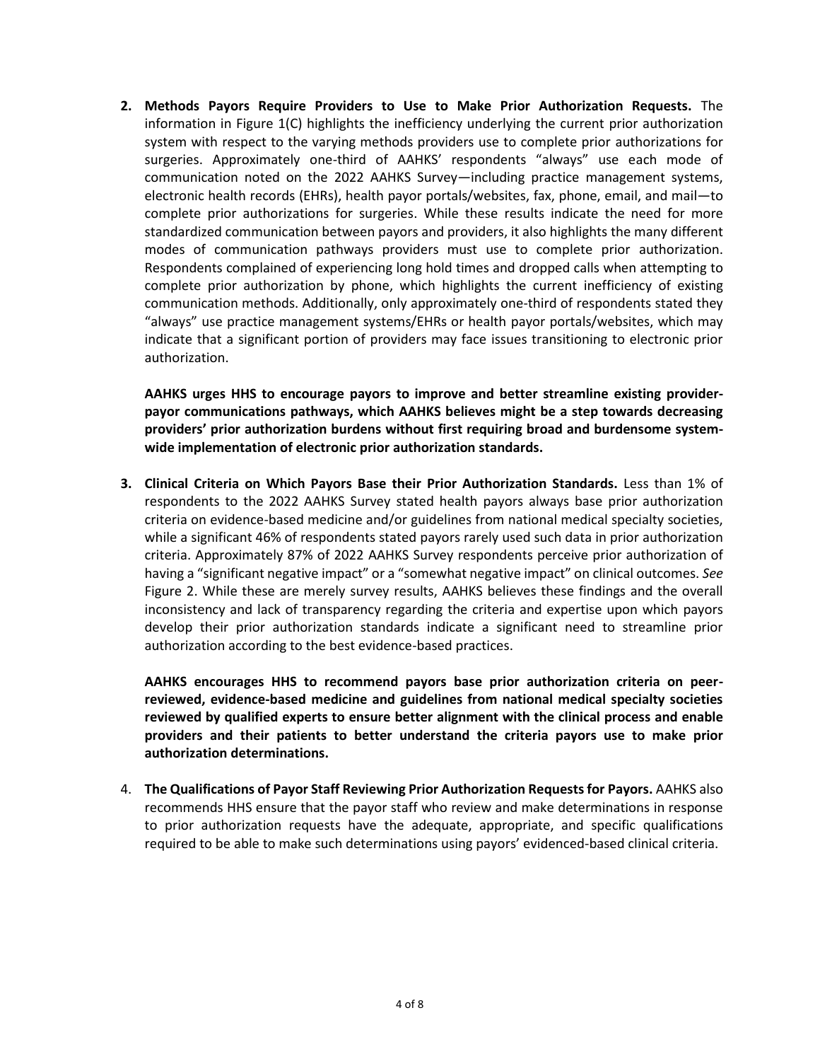2. **Methods Payors Require Providers to Use to Make Prior Authorization Requests.** The information in Figure 1(C) highlights the inefficiency underlying the current prior authorization system with respect to the varying methods providers use to complete prior authorizations for surgeries. Approximately one-third of AAHKS' respondents "always" use each mode of communication noted on the 2022 AAHKS Survey—including practice management systems, electronic health records (EHRs), health payor portals/websites, fax, phone, email, and mail—to complete prior authorizations for surgeries. While these results indicate the need for more standardized communication between payors and providers, it also highlights the many different modes of communication pathways providers must use to complete prior authorization. Respondents complained of experiencing long hold times and dropped calls when attempting to complete prior authorization by phone, which highlights the current inefficiency of existing communication methods. Additionally, only approximately one-third of respondents stated they "always" use practice management systems/EHRs or health payor portals/websites, which may indicate that a significant portion of providers may face issues transitioning to electronic prior authorization.

   **AAHKS urges HHS to encourage payors to improve and better streamline existing provider-payor communications pathways, which AAHKS believes might be a step towards decreasing providers' prior authorization burdens without first requiring broad and burdensome system-wide implementation of electronic prior authorization standards.**

3. **Clinical Criteria on Which Payors Base their Prior Authorization Standards.** Less than 1% of respondents to the 2022 AAHKS Survey stated health payors always base prior authorization criteria on evidence-based medicine and/or guidelines from national medical specialty societies, while a significant 46% of respondents stated payors rarely used such data in prior authorization criteria. Approximately 87% of 2022 AAHKS Survey respondents perceive prior authorization of having a "significant negative impact" or a "somewhat negative impact" on clinical outcomes. *See* Figure 2. While these are merely survey results, AAHKS believes these findings and the overall inconsistency and lack of transparency regarding the criteria and expertise upon which payors develop their prior authorization standards indicate a significant need to streamline prior authorization according to the best evidence-based practices.

   **AAHKS encourages HHS to recommend payors base prior authorization criteria on peer-reviewed, evidence-based medicine and guidelines from national medical specialty societies reviewed by qualified experts to ensure better alignment with the clinical process and enable providers and their patients to better understand the criteria payors use to make prior authorization determinations.**

4. **The Qualifications of Payor Staff Reviewing Prior Authorization Requests for Payors.** AAHKS also recommends HHS ensure that the payor staff who review and make determinations in response to prior authorization requests have the adequate, appropriate, and specific qualifications required to be able to make such determinations using payors' evidenced-based clinical criteria.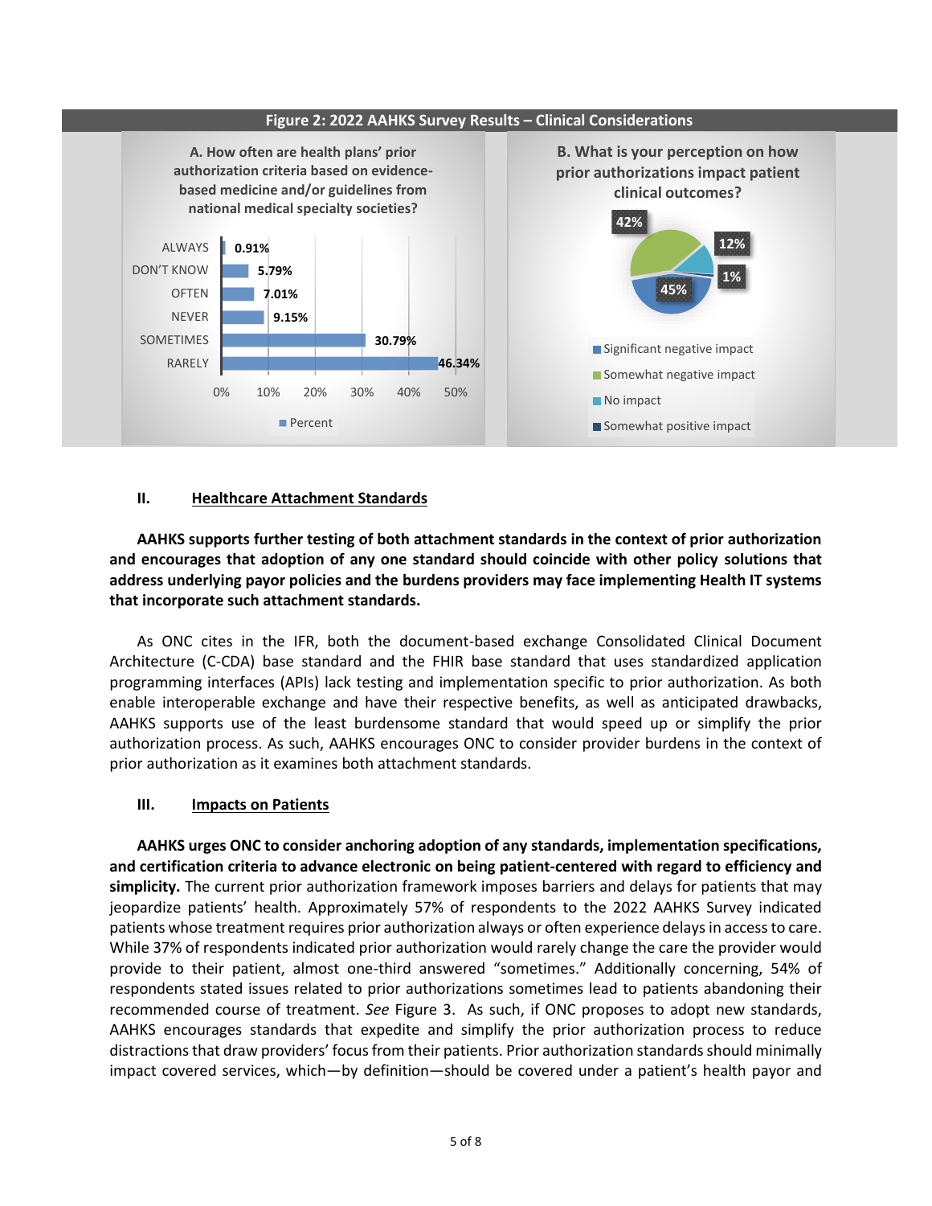**Figure 2: 2022 AAHKS Survey Results – Clinical Considerations**

**A. How often are health plans' prior authorization criteria based on evidence-based medicine and/or guidelines from national medical specialty societies?**

| Response | Percent |
|---|---|
| ALWAYS | 0.91% |
| DON'T KNOW | 5.79% |
| OFTEN | 7.01% |
| NEVER | 9.15% |
| SOMETIMES | 30.79% |
| RARELY | 46.34% |

**B. What is your perception on how prior authorizations impact patient clinical outcomes?**

| Response | Percent |
|---|---|
| Significant negative impact | 45% |
| Somewhat negative impact | 42% |
| No impact | 12% |
| Somewhat positive impact | 1% |

## II. Healthcare Attachment Standards

**AAHKS supports further testing of both attachment standards in the context of prior authorization and encourages that adoption of any one standard should coincide with other policy solutions that address underlying payor policies and the burdens providers may face implementing Health IT systems that incorporate such attachment standards.**

As ONC cites in the IFR, both the document-based exchange Consolidated Clinical Document Architecture (C-CDA) base standard and the FHIR base standard that uses standardized application programming interfaces (APIs) lack testing and implementation specific to prior authorization. As both enable interoperable exchange and have their respective benefits, as well as anticipated drawbacks, AAHKS supports use of the least burdensome standard that would speed up or simplify the prior authorization process. As such, AAHKS encourages ONC to consider provider burdens in the context of prior authorization as it examines both attachment standards.

## III. Impacts on Patients

**AAHKS urges ONC to consider anchoring adoption of any standards, implementation specifications, and certification criteria to advance electronic on being patient-centered with regard to efficiency and simplicity.** The current prior authorization framework imposes barriers and delays for patients that may jeopardize patients' health. Approximately 57% of respondents to the 2022 AAHKS Survey indicated patients whose treatment requires prior authorization always or often experience delays in access to care. While 37% of respondents indicated prior authorization would rarely change the care the provider would provide to their patient, almost one-third answered "sometimes." Additionally concerning, 54% of respondents stated issues related to prior authorizations sometimes lead to patients abandoning their recommended course of treatment. *See* Figure 3. As such, if ONC proposes to adopt new standards, AAHKS encourages standards that expedite and simplify the prior authorization process to reduce distractions that draw providers' focus from their patients. Prior authorization standards should minimally impact covered services, which—by definition—should be covered under a patient's health payor and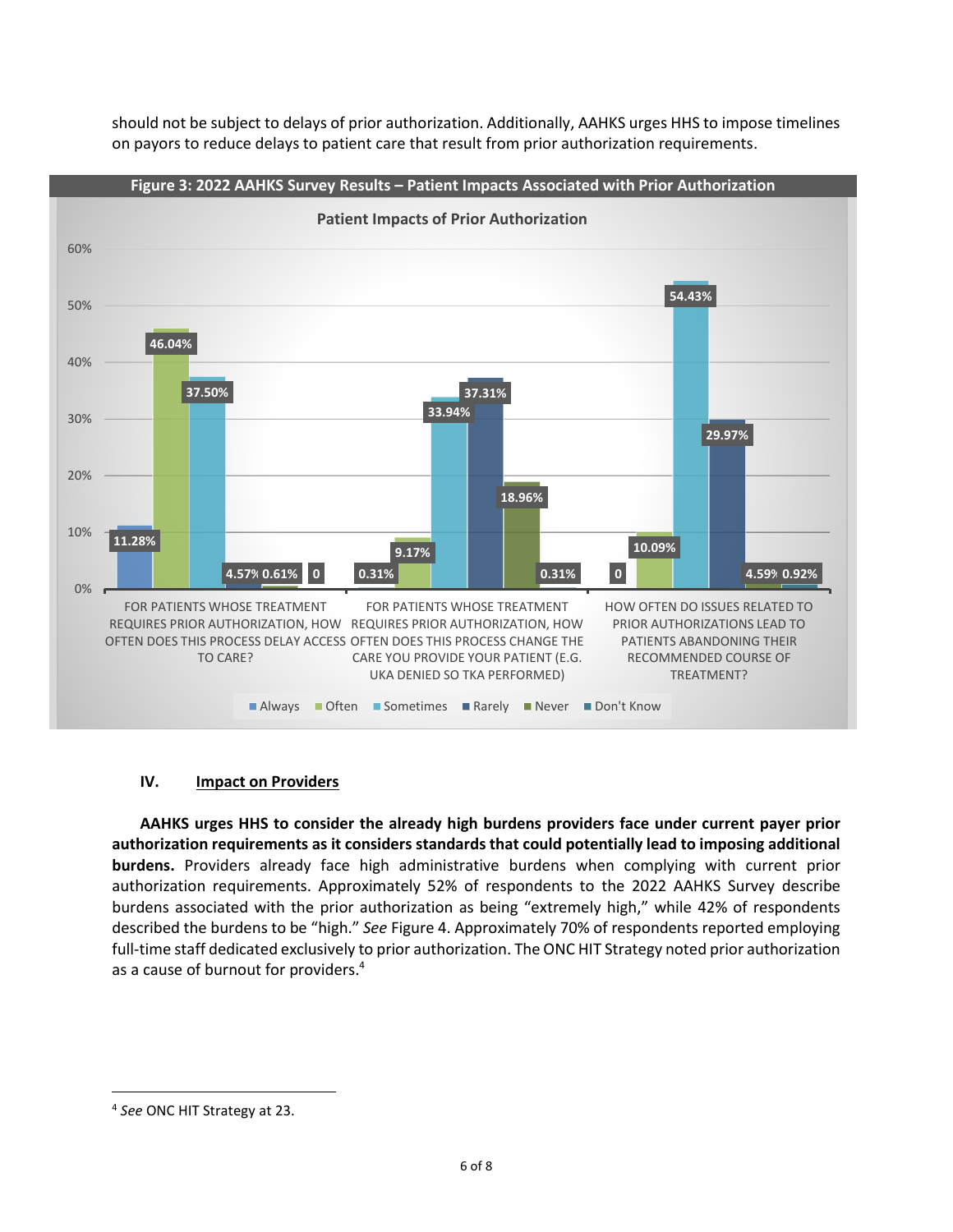should not be subject to delays of prior authorization. Additionally, AAHKS urges HHS to impose timelines on payors to reduce delays to patient care that result from prior authorization requirements.

**Figure 3: 2022 AAHKS Survey Results – Patient Impacts Associated with Prior Authorization**

Patient Impacts of Prior Authorization

| Question | Always | Often | Sometimes | Rarely | Never | Don't Know |
|---|---|---|---|---|---|---|
| FOR PATIENTS WHOSE TREATMENT REQUIRES PRIOR AUTHORIZATION, HOW OFTEN DOES THIS PROCESS DELAY ACCESS TO CARE? | 11.28% | 46.04% | 37.50% | 4.57% | 0.61% | 0 |
| FOR PATIENTS WHOSE TREATMENT REQUIRES PRIOR AUTHORIZATION, HOW OFTEN DOES THIS PROCESS CHANGE THE CARE YOU PROVIDE YOUR PATIENT (E.G. UKA DENIED SO TKA PERFORMED) | 0.31% | 9.17% | 33.94% | 37.31% | 18.96% | 0.31% |
| HOW OFTEN DO ISSUES RELATED TO PRIOR AUTHORIZATIONS LEAD TO PATIENTS ABANDONING THEIR RECOMMENDED COURSE OF TREATMENT? | 0 | 10.09% | 54.43% | 29.97% | 4.59% | 0.92% |

## IV. Impact on Providers

**AAHKS urges HHS to consider the already high burdens providers face under current payer prior authorization requirements as it considers standards that could potentially lead to imposing additional burdens.** Providers already face high administrative burdens when complying with current prior authorization requirements. Approximately 52% of respondents to the 2022 AAHKS Survey describe burdens associated with the prior authorization as being "extremely high," while 42% of respondents described the burdens to be "high." *See* Figure 4. Approximately 70% of respondents reported employing full-time staff dedicated exclusively to prior authorization. The ONC HIT Strategy noted prior authorization as a cause of burnout for providers.[4]

---

[4] *See* ONC HIT Strategy at 23.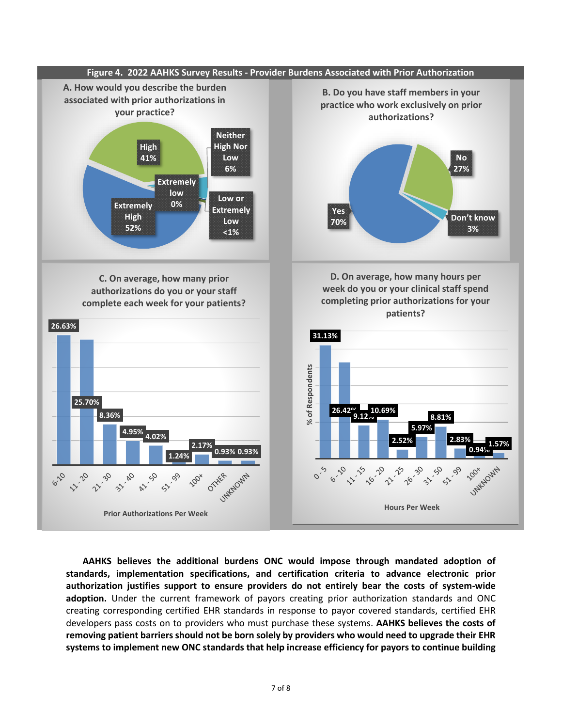**Figure 4. 2022 AAHKS Survey Results - Provider Burdens Associated with Prior Authorization**

**A. How would you describe the burden associated with prior authorizations in your practice?**

| Response | Percent |
| --- | --- |
| Extremely High | 52% |
| High | 41% |
| Neither High Nor Low | 6% |
| Low or Extremely Low | <1% |
| Extremely low | 0% |

**B. Do you have staff members in your practice who work exclusively on prior authorizations?**

| Response | Percent |
| --- | --- |
| Yes | 70% |
| No | 27% |
| Don't know | 3% |

**C. On average, how many prior authorizations do you or your staff complete each week for your patients?**

| Prior Authorizations Per Week | Percent |
| --- | --- |
| 6-10 | 26.63% |
| 11-20 | 25.70% |
| 21-30 | 8.36% |
| 31-40 | 4.95% |
| 41-50 | 4.02% |
| 51-99 | 1.24% |
| 100+ | 2.17% |
| OTHER | 0.93% |
| UNKNOWN | 0.93% |

**D. On average, how many hours per week do you or your clinical staff spend completing prior authorizations for your patients?**

| Hours Per Week | % of Respondents |
| --- | --- |
| 0-5 | 31.13% |
| 6-10 | 26.42% |
| 11-15 | 9.12% |
| 16-20 | 10.69% |
| 21-25 | 2.52% |
| 26-30 | 5.97% |
| 31-50 | 8.81% |
| 51-99 | 2.83% |
| 100+ | 0.94% |
| UNKNOWN | 1.57% |

**AAHKS believes the additional burdens ONC would impose through mandated adoption of standards, implementation specifications, and certification criteria to advance electronic prior authorization justifies support to ensure providers do not entirely bear the costs of system-wide adoption.** Under the current framework of payors creating prior authorization standards and ONC creating corresponding certified EHR standards in response to payor covered standards, certified EHR developers pass costs on to providers who must purchase these systems. **AAHKS believes the costs of removing patient barriers should not be born solely by providers who would need to upgrade their EHR systems to implement new ONC standards that help increase efficiency for payors to continue building**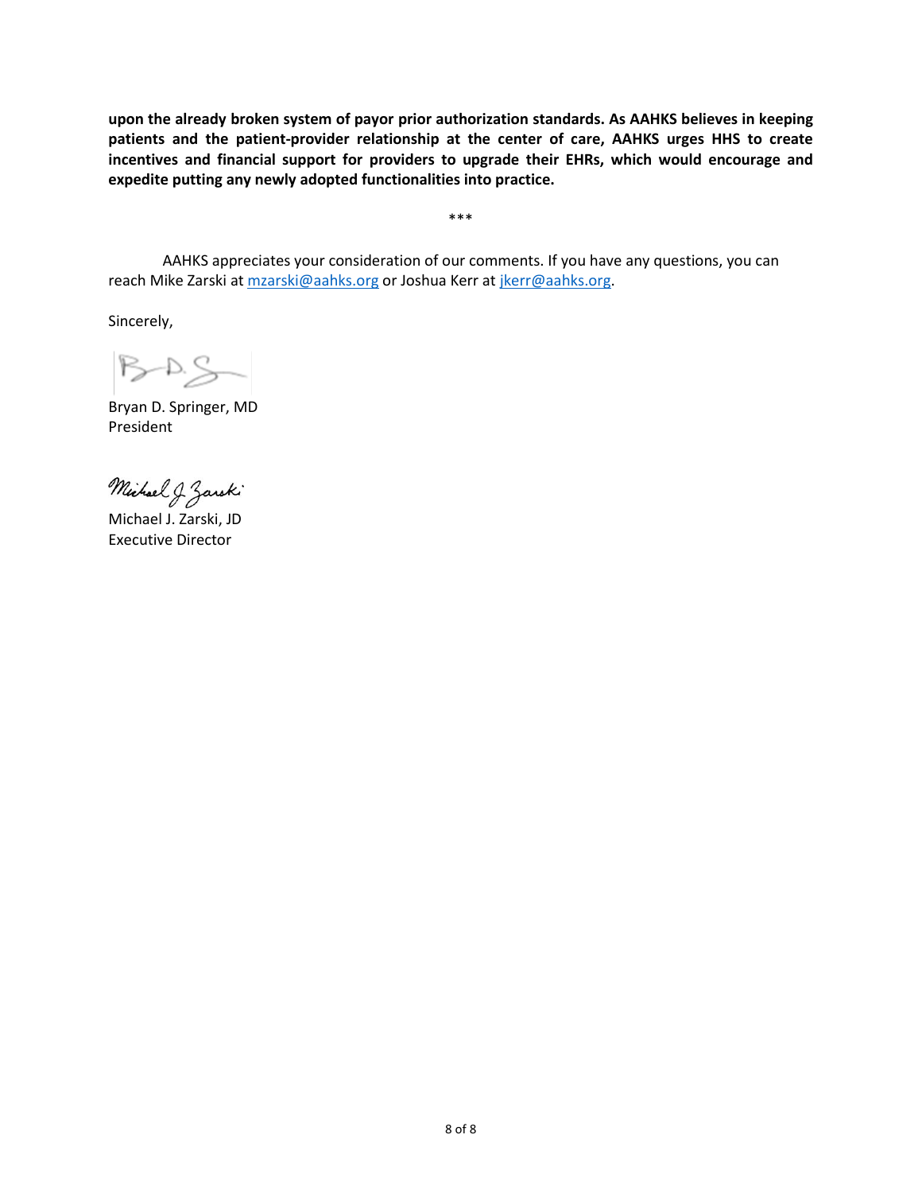**upon the already broken system of payor prior authorization standards. As AAHKS believes in keeping patients and the patient-provider relationship at the center of care, AAHKS urges HHS to create incentives and financial support for providers to upgrade their EHRs, which would encourage and expedite putting any newly adopted functionalities into practice.**

***

AAHKS appreciates your consideration of our comments. If you have any questions, you can reach Mike Zarski at mzarski@aahks.org or Joshua Kerr at jkerr@aahks.org.

Sincerely,

Bryan D. Springer, MD
President

Michael J. Zarski, JD
Executive Director